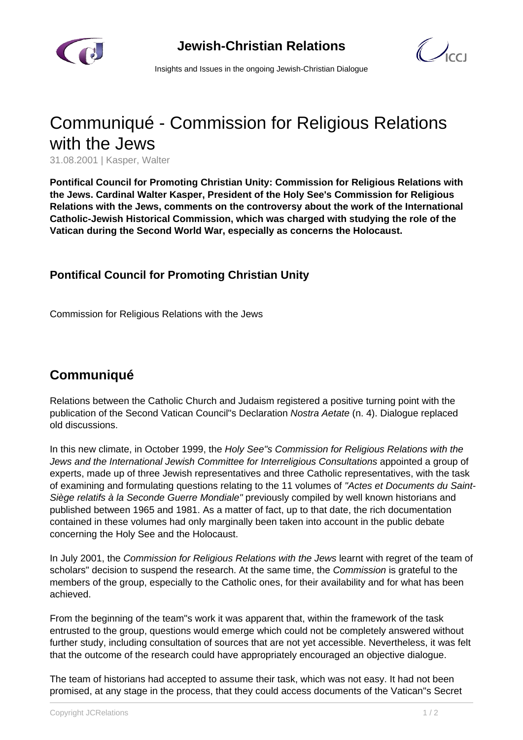# Communiqué - Commission for Religious Relations with the Jews

31.08.2001 | Kasper, Walter

**Pontifical Council for Promoting Christian Unity: Commission for Religious Relations with the Jews. Cardinal Walter Kasper, President of the Holy See's Commission for Religious Relations with the Jews, comments on the controversy about the work of the International Catholic-Jewish Historical Commission, which was charged with studying the role of the Vatican during the Second World War, especially as concerns the Holocaust.**

### Pontifical Council for Promoting Christian Unity

Commission for Religious Relations with the Jews

## Communiqué

Relations between the Catholic Church and Judaism registered a positive turning point with the publication of the Second Vatican Council"s Declaration *Nostra Aetate* (n. 4). Dialogue replaced old discussions.

In this new climate, in October 1999, the *Holy See"s Commission for Religious Relations with the Jews and the International Jewish Committee for Interreligious Consultations* appointed a group of experts, made up of three Jewish representatives and three Catholic representatives, with the task of examining and formulating questions relating to the 11 volumes of *"Actes et Documents du Saint-Siège relatifs à la Seconde Guerre Mondiale"* previously compiled by well known historians and published between 1965 and 1981. As a matter of fact, up to that date, the rich documentation contained in these volumes had only marginally been taken into account in the public debate concerning the Holy See and the Holocaust.

In July 2001, the *Commission for Religious Relations with the Jews* learnt with regret of the team of scholars" decision to suspend the research. At the same time, the *Commission* is grateful to the members of the group, especially to the Catholic ones, for their availability and for what has been achieved.

From the beginning of the team"s work it was apparent that, within the framework of the task entrusted to the group, questions would emerge which could not be completely answered without further study, including consultation of sources that are not yet accessible. Nevertheless, it was felt that the outcome of the research could have appropriately encouraged an objective dialogue.

The team of historians had accepted to assume their task, which was not easy. It had not been promised, at any stage in the process, that they could access documents of the Vatican"s Secret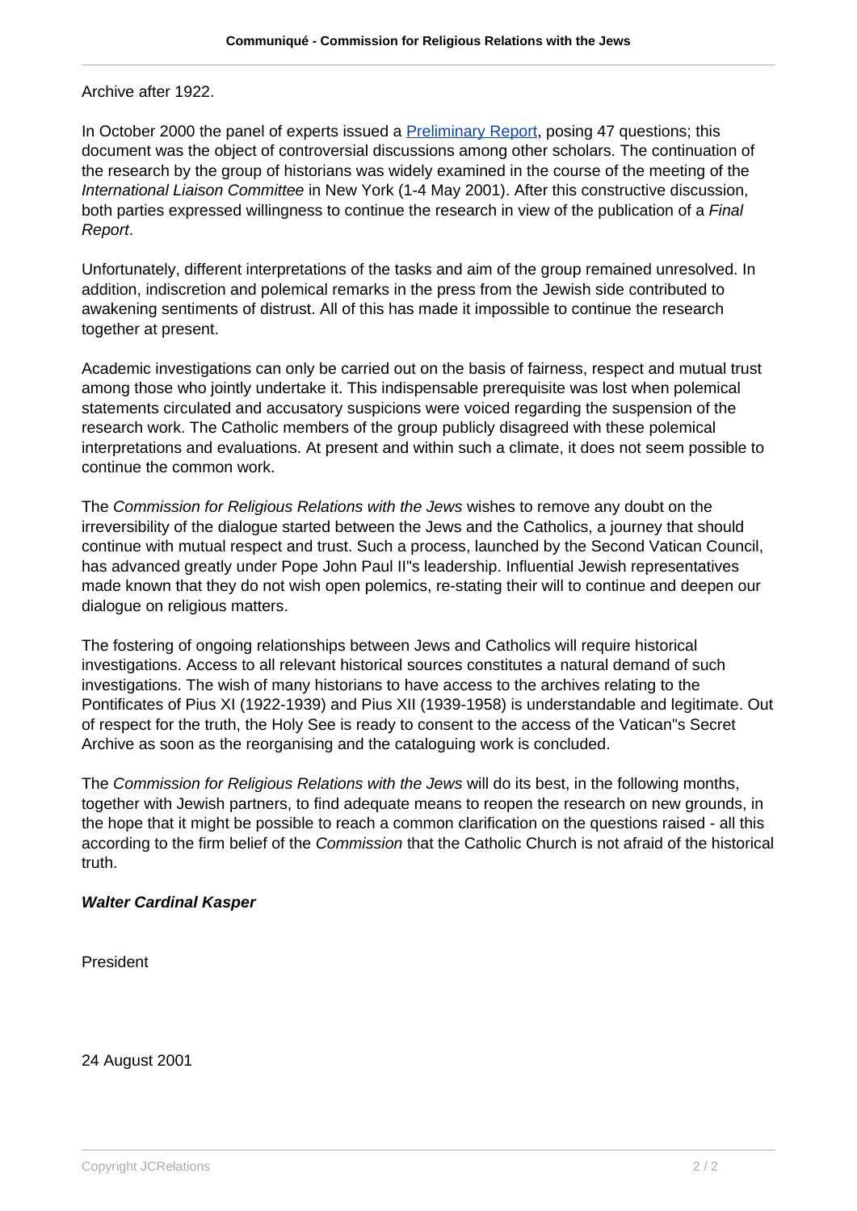Archive after 1922.

In October 2000 the panel of experts issued a [Preliminary Report], posing 47 questions; this document was the object of controversial discussions among other scholars. The continuation of the research by the group of historians was widely examined in the course of the meeting of the *International Liaison Committee* in New York (1-4 May 2001). After this constructive discussion, both parties expressed willingness to continue the research in view of the publication of a *Final Report*.

Unfortunately, different interpretations of the tasks and aim of the group remained unresolved. In addition, indiscretion and polemical remarks in the press from the Jewish side contributed to awakening sentiments of distrust. All of this has made it impossible to continue the research together at present.

Academic investigations can only be carried out on the basis of fairness, respect and mutual trust among those who jointly undertake it. This indispensable prerequisite was lost when polemical statements circulated and accusatory suspicions were voiced regarding the suspension of the research work. The Catholic members of the group publicly disagreed with these polemical interpretations and evaluations. At present and within such a climate, it does not seem possible to continue the common work.

The *Commission for Religious Relations with the Jews* wishes to remove any doubt on the irreversibility of the dialogue started between the Jews and the Catholics, a journey that should continue with mutual respect and trust. Such a process, launched by the Second Vatican Council, has advanced greatly under Pope John Paul II"s leadership. Influential Jewish representatives made known that they do not wish open polemics, re-stating their will to continue and deepen our dialogue on religious matters.

The fostering of ongoing relationships between Jews and Catholics will require historical investigations. Access to all relevant historical sources constitutes a natural demand of such investigations. The wish of many historians to have access to the archives relating to the Pontificates of Pius XI (1922-1939) and Pius XII (1939-1958) is understandable and legitimate. Out of respect for the truth, the Holy See is ready to consent to the access of the Vatican"s Secret Archive as soon as the reorganising and the cataloguing work is concluded.

The *Commission for Religious Relations with the Jews* will do its best, in the following months, together with Jewish partners, to find adequate means to reopen the research on new grounds, in the hope that it might be possible to reach a common clarification on the questions raised - all this according to the firm belief of the *Commission* that the Catholic Church is not afraid of the historical truth.

***Walter Cardinal Kasper***

President

24 August 2001